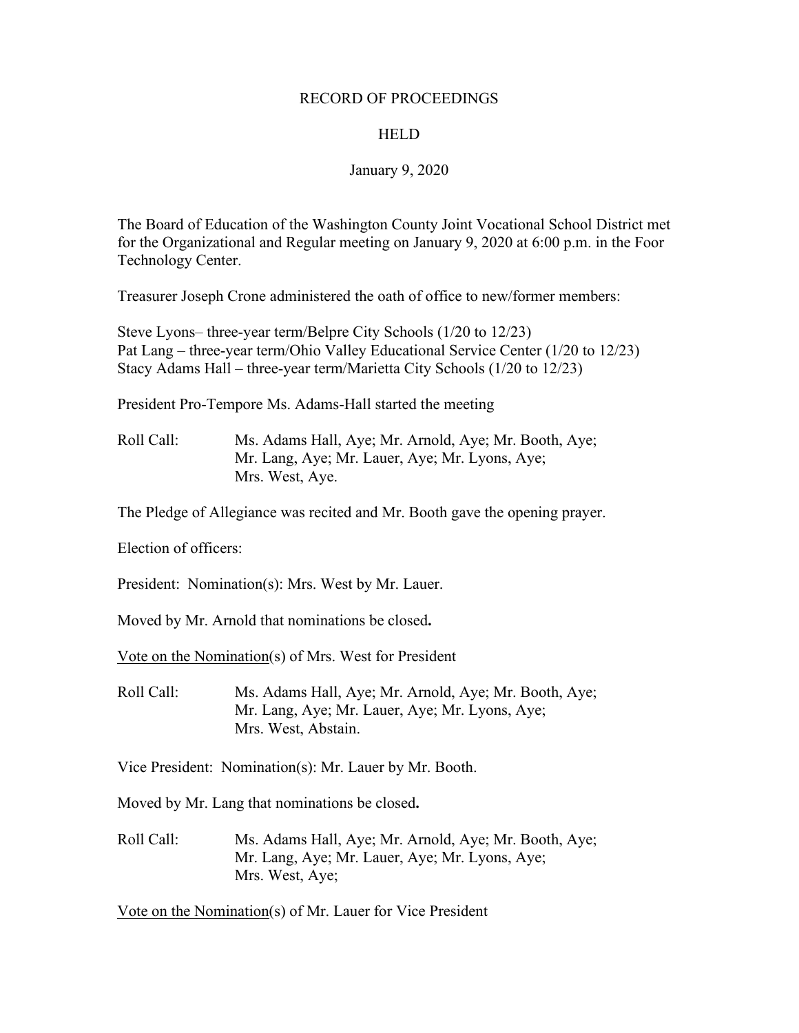RECORD OF PROCEEDINGS

HELD

January 9, 2020

The Board of Education of the Washington County Joint Vocational School District met for the Organizational and Regular meeting on January 9, 2020 at 6:00 p.m. in the Foor Technology Center.

Treasurer Joseph Crone administered the oath of office to new/former members:

Steve Lyons– three-year term/Belpre City Schools (1/20 to 12/23)
Pat Lang – three-year term/Ohio Valley Educational Service Center (1/20 to 12/23)
Stacy Adams Hall – three-year term/Marietta City Schools (1/20 to 12/23)

President Pro-Tempore Ms. Adams-Hall started the meeting

Roll Call: Ms. Adams Hall, Aye; Mr. Arnold, Aye; Mr. Booth, Aye; Mr. Lang, Aye; Mr. Lauer, Aye; Mr. Lyons, Aye; Mrs. West, Aye.

The Pledge of Allegiance was recited and Mr. Booth gave the opening prayer.

Election of officers:

President: Nomination(s): Mrs. West by Mr. Lauer.

Moved by Mr. Arnold that nominations be closed**.**

Vote on the Nomination(s) of Mrs. West for President

Roll Call: Ms. Adams Hall, Aye; Mr. Arnold, Aye; Mr. Booth, Aye; Mr. Lang, Aye; Mr. Lauer, Aye; Mr. Lyons, Aye; Mrs. West, Abstain.

Vice President: Nomination(s): Mr. Lauer by Mr. Booth.

Moved by Mr. Lang that nominations be closed**.**

Roll Call: Ms. Adams Hall, Aye; Mr. Arnold, Aye; Mr. Booth, Aye; Mr. Lang, Aye; Mr. Lauer, Aye; Mr. Lyons, Aye; Mrs. West, Aye;

Vote on the Nomination(s) of Mr. Lauer for Vice President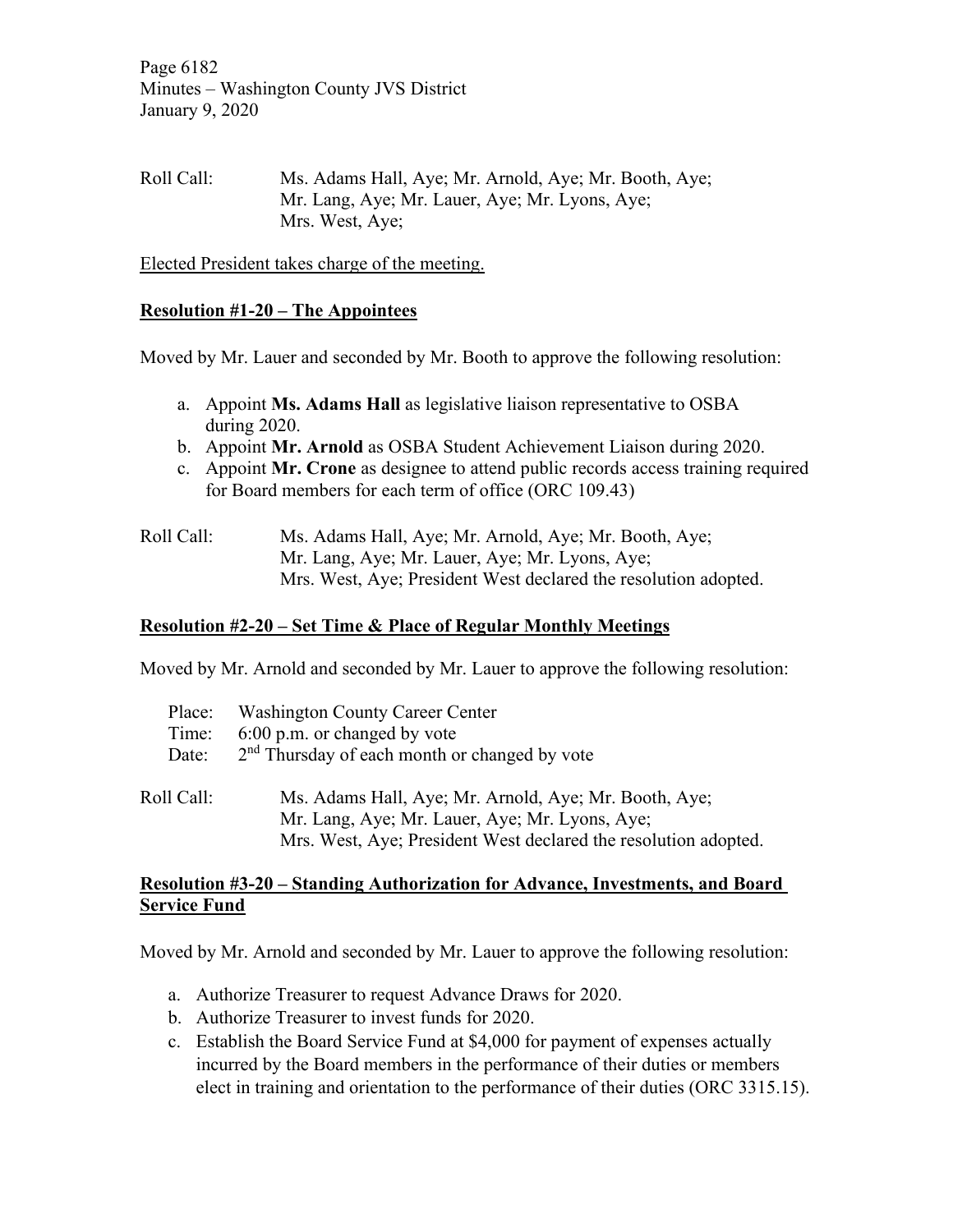Roll Call: Ms. Adams Hall, Aye; Mr. Arnold, Aye; Mr. Booth, Aye; Mr. Lang, Aye; Mr. Lauer, Aye; Mr. Lyons, Aye; Mrs. West, Aye;

Elected President takes charge of the meeting.

**Resolution #1-20 – The Appointees**

Moved by Mr. Lauer and seconded by Mr. Booth to approve the following resolution:

a. Appoint **Ms. Adams Hall** as legislative liaison representative to OSBA during 2020.
b. Appoint **Mr. Arnold** as OSBA Student Achievement Liaison during 2020.
c. Appoint **Mr. Crone** as designee to attend public records access training required for Board members for each term of office (ORC 109.43)

Roll Call: Ms. Adams Hall, Aye; Mr. Arnold, Aye; Mr. Booth, Aye; Mr. Lang, Aye; Mr. Lauer, Aye; Mr. Lyons, Aye; Mrs. West, Aye; President West declared the resolution adopted.

**Resolution #2-20 – Set Time & Place of Regular Monthly Meetings**

Moved by Mr. Arnold and seconded by Mr. Lauer to approve the following resolution:

Place: Washington County Career Center
Time: 6:00 p.m. or changed by vote
Date: 2nd Thursday of each month or changed by vote

Roll Call: Ms. Adams Hall, Aye; Mr. Arnold, Aye; Mr. Booth, Aye; Mr. Lang, Aye; Mr. Lauer, Aye; Mr. Lyons, Aye; Mrs. West, Aye; President West declared the resolution adopted.

**Resolution #3-20 – Standing Authorization for Advance, Investments, and Board Service Fund**

Moved by Mr. Arnold and seconded by Mr. Lauer to approve the following resolution:

a. Authorize Treasurer to request Advance Draws for 2020.
b. Authorize Treasurer to invest funds for 2020.
c. Establish the Board Service Fund at $4,000 for payment of expenses actually incurred by the Board members in the performance of their duties or members elect in training and orientation to the performance of their duties (ORC 3315.15).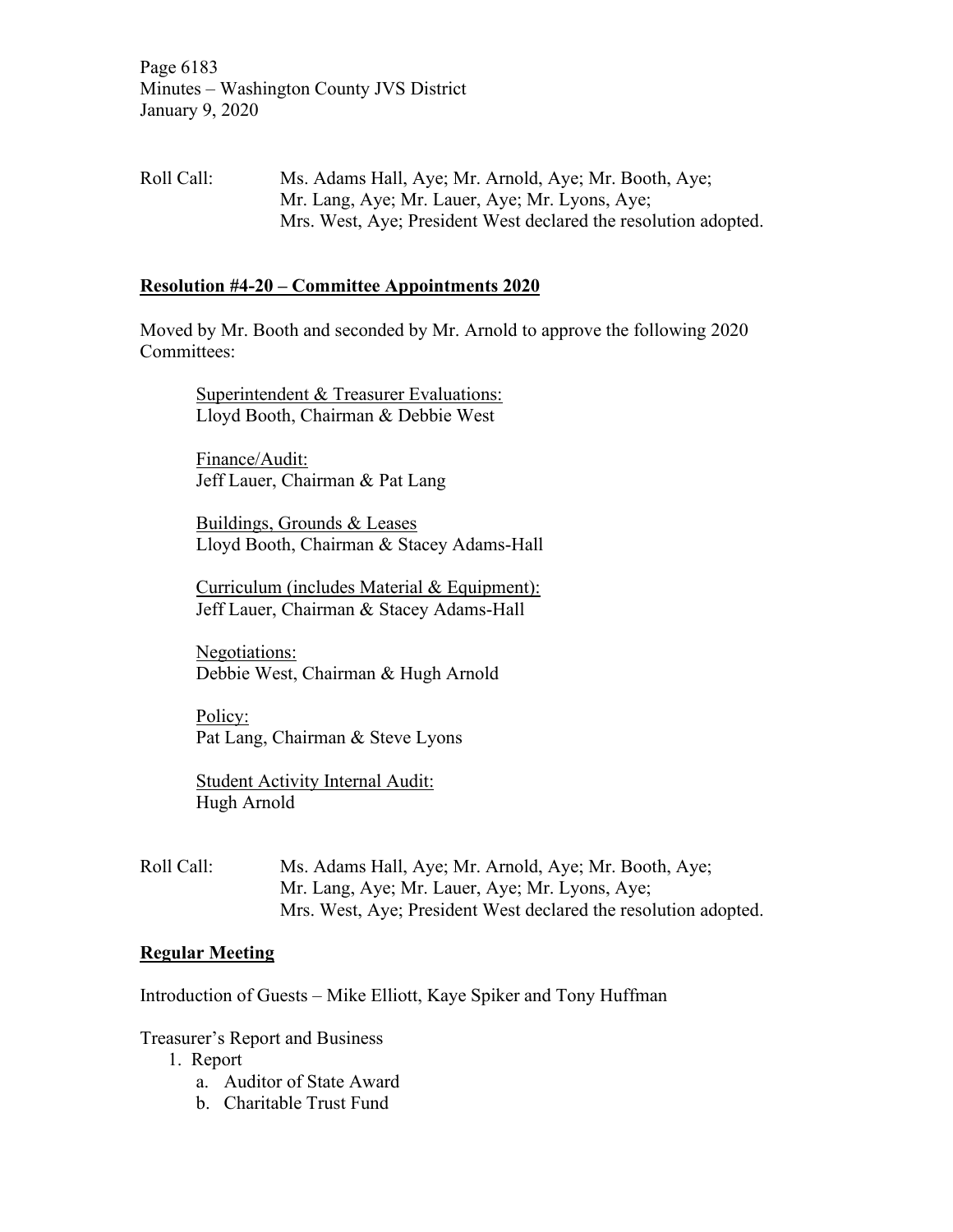Roll Call: Ms. Adams Hall, Aye; Mr. Arnold, Aye; Mr. Booth, Aye; Mr. Lang, Aye; Mr. Lauer, Aye; Mr. Lyons, Aye; Mrs. West, Aye; President West declared the resolution adopted.

## Resolution #4-20 – Committee Appointments 2020

Moved by Mr. Booth and seconded by Mr. Arnold to approve the following 2020 Committees:

Superintendent & Treasurer Evaluations:
Lloyd Booth, Chairman & Debbie West

Finance/Audit:
Jeff Lauer, Chairman & Pat Lang

Buildings, Grounds & Leases
Lloyd Booth, Chairman & Stacey Adams-Hall

Curriculum (includes Material & Equipment):
Jeff Lauer, Chairman & Stacey Adams-Hall

Negotiations:
Debbie West, Chairman & Hugh Arnold

Policy:
Pat Lang, Chairman & Steve Lyons

Student Activity Internal Audit:
Hugh Arnold

Roll Call: Ms. Adams Hall, Aye; Mr. Arnold, Aye; Mr. Booth, Aye; Mr. Lang, Aye; Mr. Lauer, Aye; Mr. Lyons, Aye; Mrs. West, Aye; President West declared the resolution adopted.

## Regular Meeting

Introduction of Guests – Mike Elliott, Kaye Spiker and Tony Huffman

Treasurer's Report and Business

1. Report
   a. Auditor of State Award
   b. Charitable Trust Fund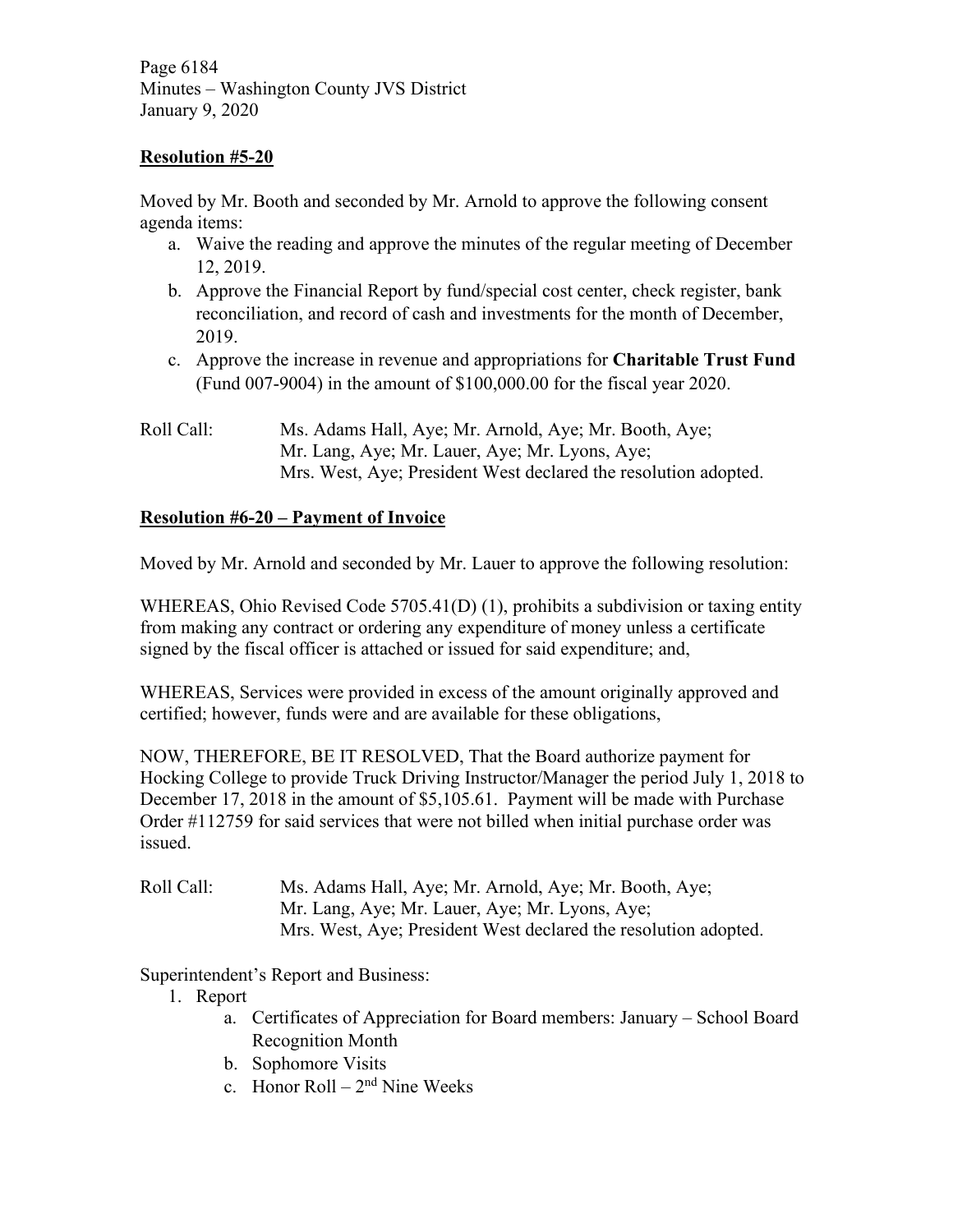**Resolution #5-20**

Moved by Mr. Booth and seconded by Mr. Arnold to approve the following consent agenda items:

a. Waive the reading and approve the minutes of the regular meeting of December 12, 2019.
b. Approve the Financial Report by fund/special cost center, check register, bank reconciliation, and record of cash and investments for the month of December, 2019.
c. Approve the increase in revenue and appropriations for **Charitable Trust Fund** (Fund 007-9004) in the amount of $100,000.00 for the fiscal year 2020.

Roll Call: Ms. Adams Hall, Aye; Mr. Arnold, Aye; Mr. Booth, Aye; Mr. Lang, Aye; Mr. Lauer, Aye; Mr. Lyons, Aye; Mrs. West, Aye; President West declared the resolution adopted.

**Resolution #6-20 – Payment of Invoice**

Moved by Mr. Arnold and seconded by Mr. Lauer to approve the following resolution:

WHEREAS, Ohio Revised Code 5705.41(D) (1), prohibits a subdivision or taxing entity from making any contract or ordering any expenditure of money unless a certificate signed by the fiscal officer is attached or issued for said expenditure; and,

WHEREAS, Services were provided in excess of the amount originally approved and certified; however, funds were and are available for these obligations,

NOW, THEREFORE, BE IT RESOLVED, That the Board authorize payment for Hocking College to provide Truck Driving Instructor/Manager the period July 1, 2018 to December 17, 2018 in the amount of $5,105.61. Payment will be made with Purchase Order #112759 for said services that were not billed when initial purchase order was issued.

Roll Call: Ms. Adams Hall, Aye; Mr. Arnold, Aye; Mr. Booth, Aye; Mr. Lang, Aye; Mr. Lauer, Aye; Mr. Lyons, Aye; Mrs. West, Aye; President West declared the resolution adopted.

Superintendent's Report and Business:

1. Report
    a. Certificates of Appreciation for Board members: January – School Board Recognition Month
    b. Sophomore Visits
    c. Honor Roll – 2nd Nine Weeks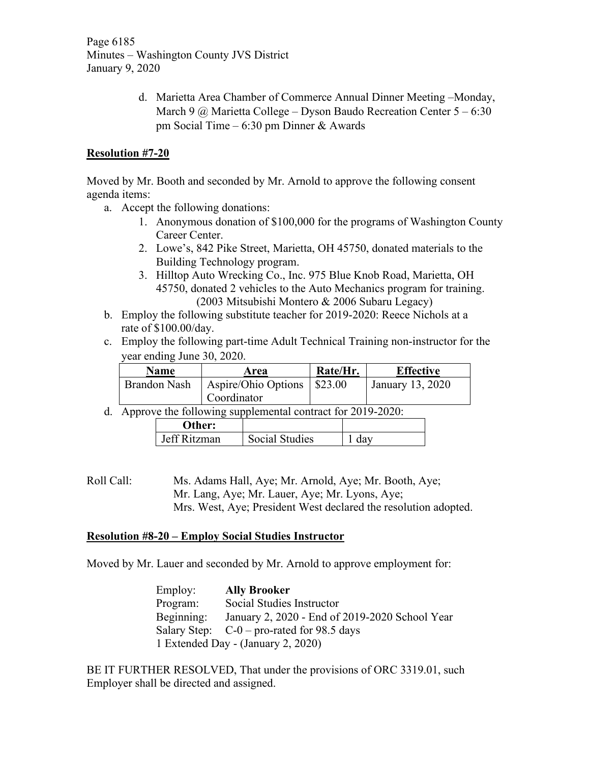d. Marietta Area Chamber of Commerce Annual Dinner Meeting –Monday, March 9 @ Marietta College – Dyson Baudo Recreation Center 5 – 6:30 pm Social Time – 6:30 pm Dinner & Awards

**Resolution #7-20**

Moved by Mr. Booth and seconded by Mr. Arnold to approve the following consent agenda items:

a. Accept the following donations:
   1. Anonymous donation of $100,000 for the programs of Washington County Career Center.
   2. Lowe's, 842 Pike Street, Marietta, OH 45750, donated materials to the Building Technology program.
   3. Hilltop Auto Wrecking Co., Inc. 975 Blue Knob Road, Marietta, OH 45750, donated 2 vehicles to the Auto Mechanics program for training. (2003 Mitsubishi Montero & 2006 Subaru Legacy)
b. Employ the following substitute teacher for 2019-2020: Reece Nichols at a rate of $100.00/day.
c. Employ the following part-time Adult Technical Training non-instructor for the year ending June 30, 2020.

| Name | Area | Rate/Hr. | Effective |
|---|---|---|---|
| Brandon Nash | Aspire/Ohio Options Coordinator | $23.00 | January 13, 2020 |

d. Approve the following supplemental contract for 2019-2020:

| Other: | | |
|---|---|---|
| Jeff Ritzman | Social Studies | 1 day |

Roll Call: Ms. Adams Hall, Aye; Mr. Arnold, Aye; Mr. Booth, Aye; Mr. Lang, Aye; Mr. Lauer, Aye; Mr. Lyons, Aye; Mrs. West, Aye; President West declared the resolution adopted.

**Resolution #8-20 – Employ Social Studies Instructor**

Moved by Mr. Lauer and seconded by Mr. Arnold to approve employment for:

Employ: **Ally Brooker**
Program: Social Studies Instructor
Beginning: January 2, 2020 - End of 2019-2020 School Year
Salary Step: C-0 – pro-rated for 98.5 days
1 Extended Day - (January 2, 2020)

BE IT FURTHER RESOLVED, That under the provisions of ORC 3319.01, such Employer shall be directed and assigned.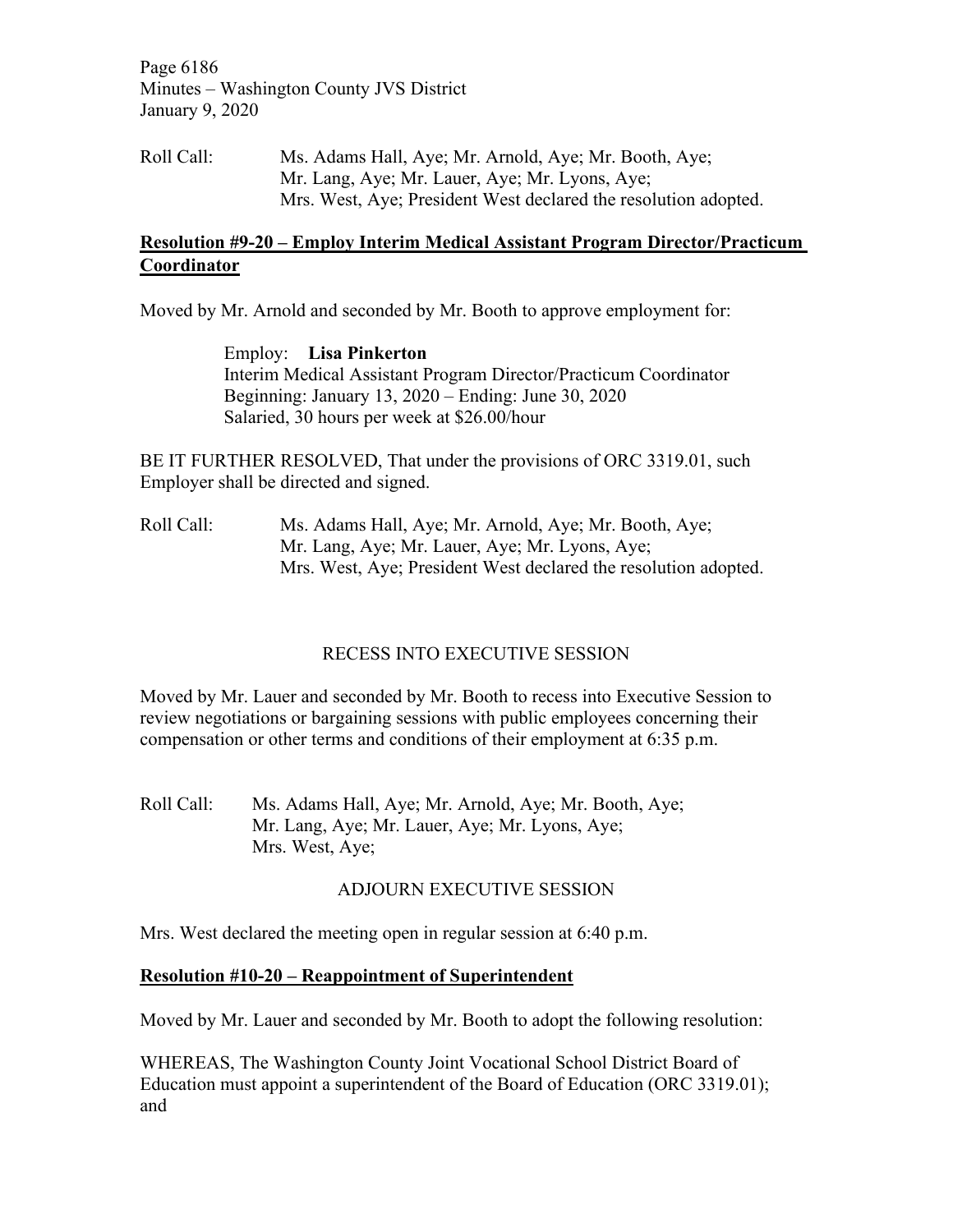Roll Call: Ms. Adams Hall, Aye; Mr. Arnold, Aye; Mr. Booth, Aye; Mr. Lang, Aye; Mr. Lauer, Aye; Mr. Lyons, Aye; Mrs. West, Aye; President West declared the resolution adopted.

**Resolution #9-20 – Employ Interim Medical Assistant Program Director/Practicum Coordinator**

Moved by Mr. Arnold and seconded by Mr. Booth to approve employment for:

> Employ: **Lisa Pinkerton**
> Interim Medical Assistant Program Director/Practicum Coordinator
> Beginning: January 13, 2020 – Ending: June 30, 2020
> Salaried, 30 hours per week at $26.00/hour

BE IT FURTHER RESOLVED, That under the provisions of ORC 3319.01, such Employer shall be directed and signed.

Roll Call: Ms. Adams Hall, Aye; Mr. Arnold, Aye; Mr. Booth, Aye; Mr. Lang, Aye; Mr. Lauer, Aye; Mr. Lyons, Aye; Mrs. West, Aye; President West declared the resolution adopted.

RECESS INTO EXECUTIVE SESSION

Moved by Mr. Lauer and seconded by Mr. Booth to recess into Executive Session to review negotiations or bargaining sessions with public employees concerning their compensation or other terms and conditions of their employment at 6:35 p.m.

Roll Call: Ms. Adams Hall, Aye; Mr. Arnold, Aye; Mr. Booth, Aye; Mr. Lang, Aye; Mr. Lauer, Aye; Mr. Lyons, Aye; Mrs. West, Aye;

ADJOURN EXECUTIVE SESSION

Mrs. West declared the meeting open in regular session at 6:40 p.m.

**Resolution #10-20 – Reappointment of Superintendent**

Moved by Mr. Lauer and seconded by Mr. Booth to adopt the following resolution:

WHEREAS, The Washington County Joint Vocational School District Board of Education must appoint a superintendent of the Board of Education (ORC 3319.01); and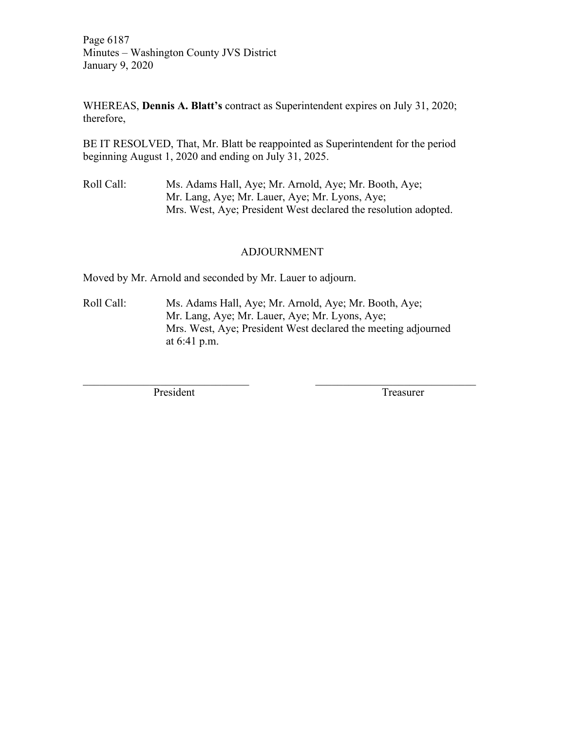WHEREAS, **Dennis A. Blatt's** contract as Superintendent expires on July 31, 2020; therefore,

BE IT RESOLVED, That, Mr. Blatt be reappointed as Superintendent for the period beginning August 1, 2020 and ending on July 31, 2025.

Roll Call: Ms. Adams Hall, Aye; Mr. Arnold, Aye; Mr. Booth, Aye; Mr. Lang, Aye; Mr. Lauer, Aye; Mr. Lyons, Aye; Mrs. West, Aye; President West declared the resolution adopted.

## ADJOURNMENT

Moved by Mr. Arnold and seconded by Mr. Lauer to adjourn.

Roll Call: Ms. Adams Hall, Aye; Mr. Arnold, Aye; Mr. Booth, Aye; Mr. Lang, Aye; Mr. Lauer, Aye; Mr. Lyons, Aye; Mrs. West, Aye; President West declared the meeting adjourned at 6:41 p.m.

\_\_\_\_\_\_\_\_\_\_\_\_\_\_\_\_\_\_\_\_\_\_\_\_\_\_\_\_\_\_\_\_ \_\_\_\_\_\_\_\_\_\_\_\_\_\_\_\_\_\_\_\_\_\_\_\_\_\_\_\_\_\_\_\_

President Treasurer